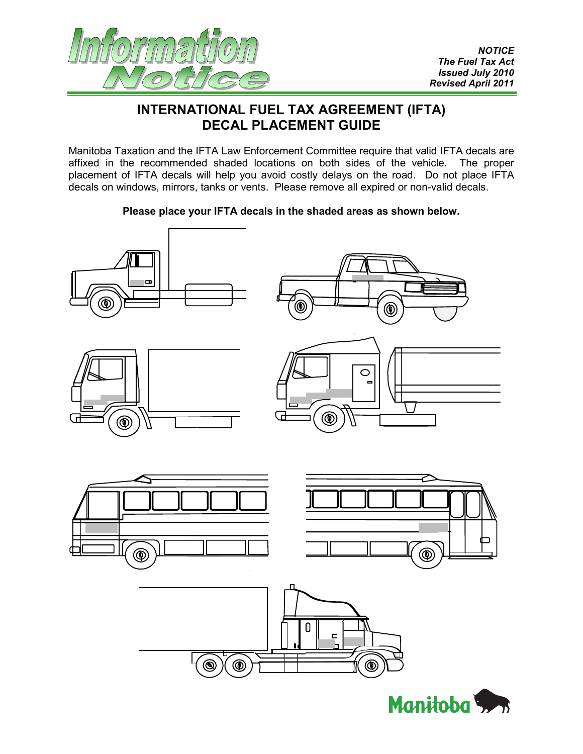*NOTICE*
*The Fuel Tax Act*
*Issued July 2010*
*Revised April 2011*

# INTERNATIONAL FUEL TAX AGREEMENT (IFTA) DECAL PLACEMENT GUIDE

Manitoba Taxation and the IFTA Law Enforcement Committee require that valid IFTA decals are affixed in the recommended shaded locations on both sides of the vehicle. The proper placement of IFTA decals will help you avoid costly delays on the road. Do not place IFTA decals on windows, mirrors, tanks or vents. Please remove all expired or non-valid decals.

**Please place your IFTA decals in the shaded areas as shown below.**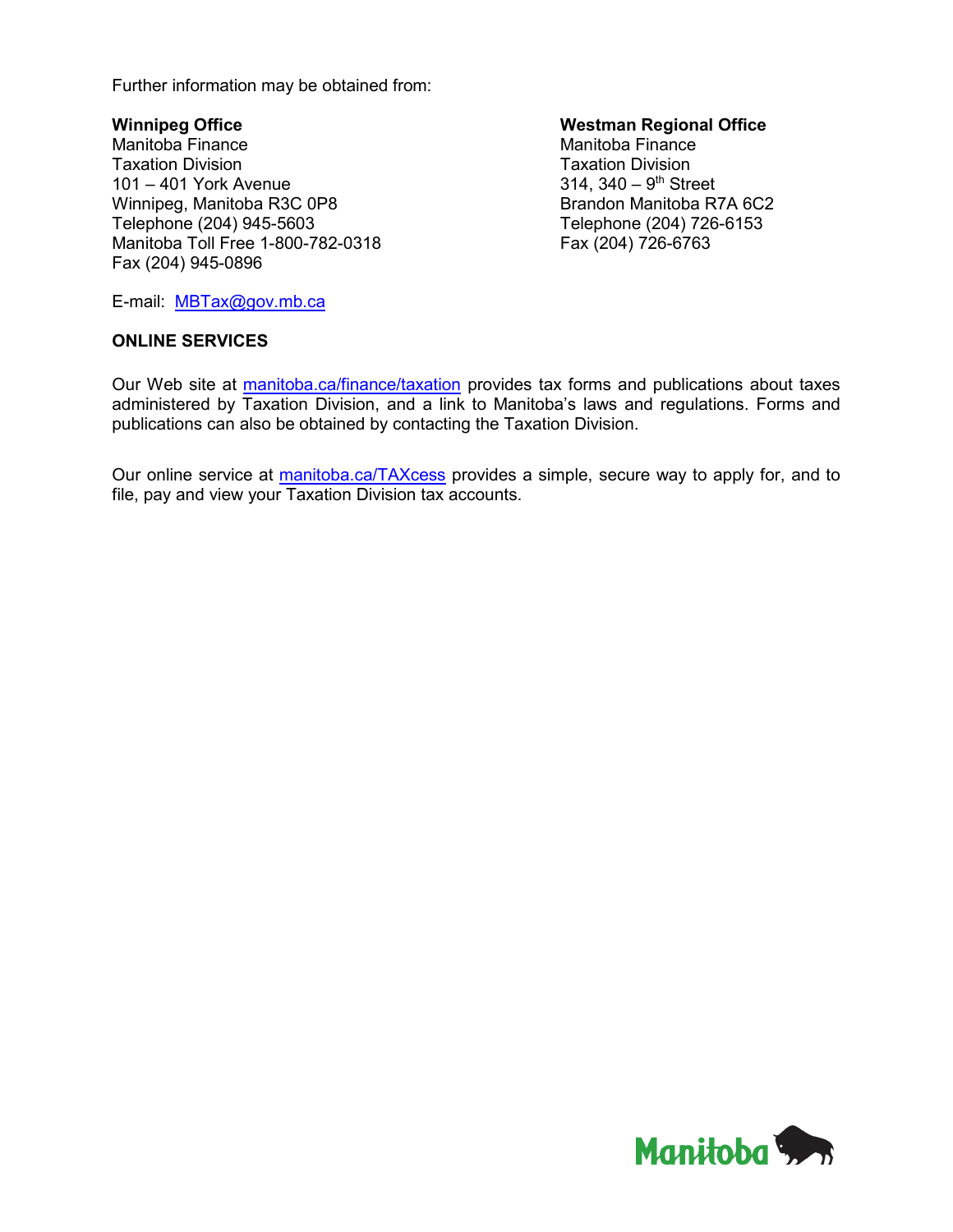Further information may be obtained from:

**Winnipeg Office**
Manitoba Finance
Taxation Division
101 – 401 York Avenue
Winnipeg, Manitoba R3C 0P8
Telephone (204) 945-5603
Manitoba Toll Free 1-800-782-0318
Fax (204) 945-0896

**Westman Regional Office**
Manitoba Finance
Taxation Division
314, 340 – 9th Street
Brandon Manitoba R7A 6C2
Telephone (204) 726-6153
Fax (204) 726-6763

E-mail: MBTax@gov.mb.ca

**ONLINE SERVICES**

Our Web site at manitoba.ca/finance/taxation provides tax forms and publications about taxes administered by Taxation Division, and a link to Manitoba's laws and regulations. Forms and publications can also be obtained by contacting the Taxation Division.

Our online service at manitoba.ca/TAXcess provides a simple, secure way to apply for, and to file, pay and view your Taxation Division tax accounts.